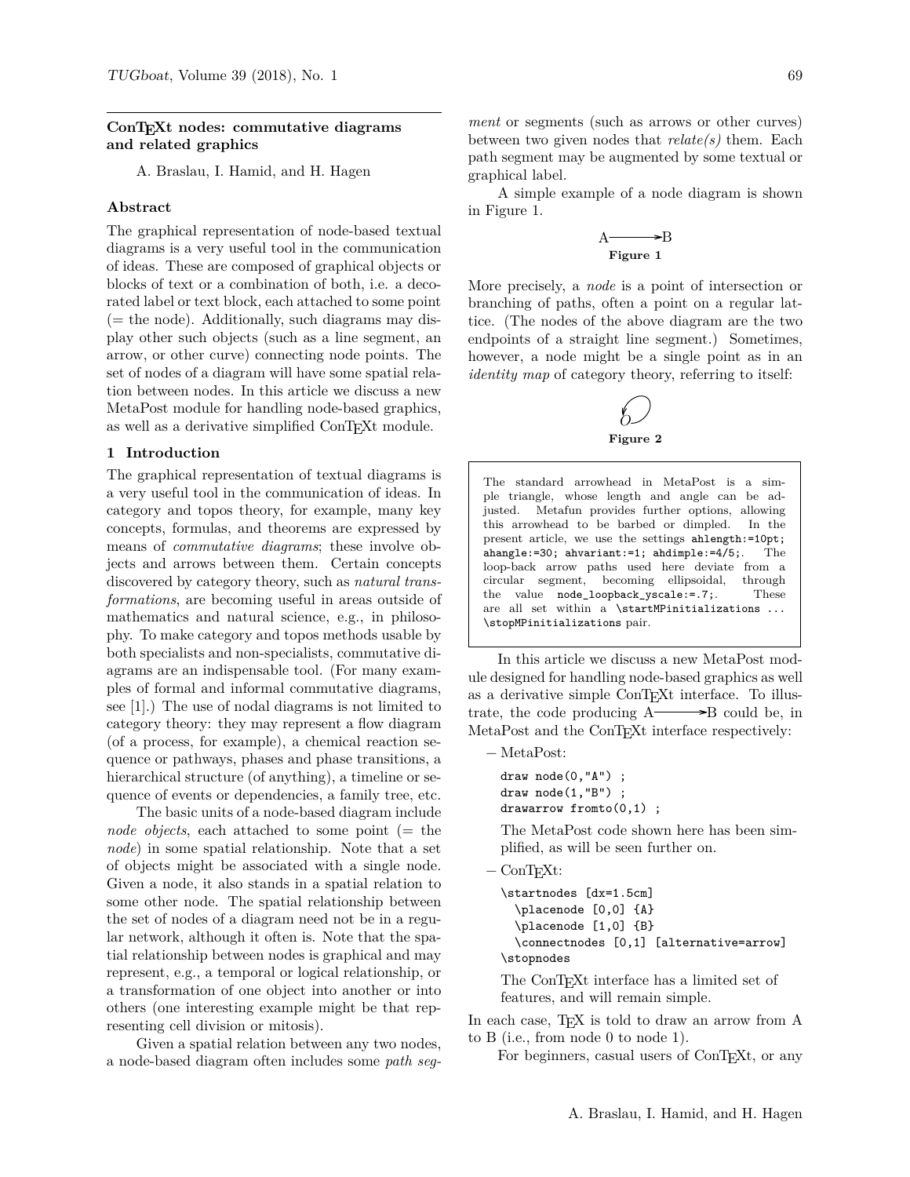# ConTEXt nodes: commutative diagrams and related graphics

A. Braslau, I. Hamid, and H. Hagen

### Abstract

The graphical representation of node-based textual diagrams is a very useful tool in the communication of ideas. These are composed of graphical objects or blocks of text or a combination of both, i.e. a decorated label or text block, each attached to some point (= the node). Additionally, such diagrams may display other such objects (such as a line segment, an arrow, or other curve) connecting node points. The set of nodes of a diagram will have some spatial relation between nodes. In this article we discuss a new MetaPost module for handling node-based graphics, as well as a derivative simplified ConTEXt module.

## 1 Introduction

The graphical representation of textual diagrams is a very useful tool in the communication of ideas. In category and topos theory, for example, many key concepts, formulas, and theorems are expressed by means of *commutative diagrams*; these involve objects and arrows between them. Certain concepts discovered by category theory, such as *natural transformations*, are becoming useful in areas outside of mathematics and natural science, e.g., in philosophy. To make category and topos methods usable by both specialists and non-specialists, commutative diagrams are an indispensable tool. (For many examples of formal and informal commutative diagrams, see [1].) The use of nodal diagrams is not limited to category theory: they may represent a flow diagram (of a process, for example), a chemical reaction sequence or pathways, phases and phase transitions, a hierarchical structure (of anything), a timeline or sequence of events or dependencies, a family tree, etc.

The basic units of a node-based diagram include *node objects*, each attached to some point (= the *node*) in some spatial relationship. Note that a set of objects might be associated with a single node. Given a node, it also stands in a spatial relation to some other node. The spatial relationship between the set of nodes of a diagram need not be in a regular network, although it often is. Note that the spatial relationship between nodes is graphical and may represent, e.g., a temporal or logical relationship, or a transformation of one object into another or into others (one interesting example might be that representing cell division or mitosis).

Given a spatial relation between any two nodes, a node-based diagram often includes some *path segment* or segments (such as arrows or other curves) between two given nodes that *relate(s)* them. Each path segment may be augmented by some textual or graphical label.

A simple example of a node diagram is shown in Figure 1.

A ⟶ B

**Figure 1**

More precisely, a *node* is a point of intersection or branching of paths, often a point on a regular lattice. (The nodes of the above diagram are the two endpoints of a straight line segment.) Sometimes, however, a node might be a single point as in an *identity map* of category theory, referring to itself:

O

**Figure 2**

> The standard arrowhead in MetaPost is a simple triangle, whose length and angle can be adjusted. Metafun provides further options, allowing this arrowhead to be barbed or dimpled. In the present article, we use the settings `ahlength:=10pt; ahangle:=30; ahvariant:=1; ahdimple:=4/5;`. The loop-back arrow paths used here deviate from a circular segment, becoming ellipsoidal, through the value `node_loopback_yscale:=.7;`. These are all set within a `\startMPinitializations ... \stopMPinitializations` pair.

In this article we discuss a new MetaPost module designed for handling node-based graphics as well as a derivative simple ConTEXt interface. To illustrate, the code producing A⟶B could be, in MetaPost and the ConTEXt interface respectively:

– MetaPost:

```
draw node(0,"A") ;
draw node(1,"B") ;
drawarrow fromto(0,1) ;
```

The MetaPost code shown here has been simplified, as will be seen further on.

– ConTEXt:

```
\startnodes [dx=1.5cm]
  \placenode [0,0] {A}
  \placenode [1,0] {B}
  \connectnodes [0,1] [alternative=arrow]
\stopnodes
```

The ConTEXt interface has a limited set of features, and will remain simple.

In each case, TEX is told to draw an arrow from A to B (i.e., from node 0 to node 1).

For beginners, casual users of ConTEXt, or any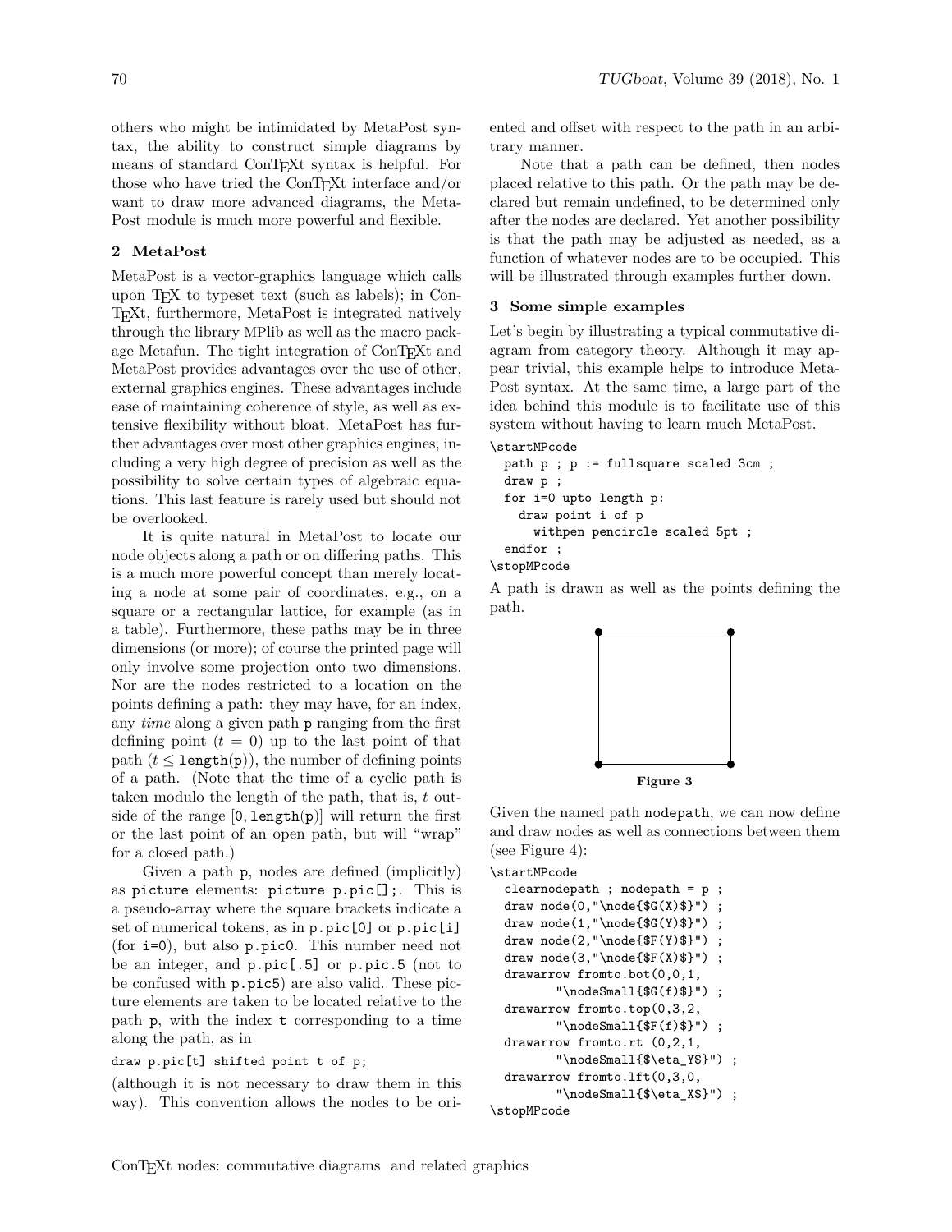others who might be intimidated by MetaPost syntax, the ability to construct simple diagrams by means of standard ConTEXt syntax is helpful. For those who have tried the ConTEXt interface and/or want to draw more advanced diagrams, the MetaPost module is much more powerful and flexible.

## 2 MetaPost

MetaPost is a vector-graphics language which calls upon TEX to typeset text (such as labels); in ConTEXt, furthermore, MetaPost is integrated natively through the library MPlib as well as the macro package Metafun. The tight integration of ConTEXt and MetaPost provides advantages over the use of other, external graphics engines. These advantages include ease of maintaining coherence of style, as well as extensive flexibility without bloat. MetaPost has further advantages over most other graphics engines, including a very high degree of precision as well as the possibility to solve certain types of algebraic equations. This last feature is rarely used but should not be overlooked.

It is quite natural in MetaPost to locate our node objects along a path or on differing paths. This is a much more powerful concept than merely locating a node at some pair of coordinates, e.g., on a square or a rectangular lattice, for example (as in a table). Furthermore, these paths may be in three dimensions (or more); of course the printed page will only involve some projection onto two dimensions. Nor are the nodes restricted to a location on the points defining a path: they may have, for an index, any *time* along a given path `p` ranging from the first defining point ($t = 0$) up to the last point of that path ($t \leq$ `length(p)`), the number of defining points of a path. (Note that the time of a cyclic path is taken modulo the length of the path, that is, $t$ outside of the range [`0`, `length(p)`] will return the first or the last point of an open path, but will "wrap" for a closed path.)

Given a path `p`, nodes are defined (implicitly) as `picture` elements: `picture p.pic[];`. This is a pseudo-array where the square brackets indicate a set of numerical tokens, as in `p.pic[0]` or `p.pic[i]` (for `i=0`), but also `p.pic0`. This number need not be an integer, and `p.pic[.5]` or `p.pic.5` (not to be confused with `p.pic5`) are also valid. These picture elements are taken to be located relative to the path `p`, with the index `t` corresponding to a time along the path, as in

```
draw p.pic[t] shifted point t of p;
```

(although it is not necessary to draw them in this way). This convention allows the nodes to be oriented and offset with respect to the path in an arbitrary manner.

Note that a path can be defined, then nodes placed relative to this path. Or the path may be declared but remain undefined, to be determined only after the nodes are declared. Yet another possibility is that the path may be adjusted as needed, as a function of whatever nodes are to be occupied. This will be illustrated through examples further down.

## 3 Some simple examples

Let's begin by illustrating a typical commutative diagram from category theory. Although it may appear trivial, this example helps to introduce MetaPost syntax. At the same time, a large part of the idea behind this module is to facilitate use of this system without having to learn much MetaPost.

```
\startMPcode
  path p ; p := fullsquare scaled 3cm ;
  draw p ;
  for i=0 upto length p:
    draw point i of p
      withpen pencircle scaled 5pt ;
  endfor ;
\stopMPcode
```

A path is drawn as well as the points defining the path.

**Figure 3**

Given the named path `nodepath`, we can now define and draw nodes as well as connections between them (see Figure 4):

```
\startMPcode
  clearnodepath ; nodepath = p ;
  draw node(0,"\node{$G(X)$}") ;
  draw node(1,"\node{$G(Y)$}") ;
  draw node(2,"\node{$F(Y)$}") ;
  draw node(3,"\node{$F(X)$}") ;
  drawarrow fromto.bot(0,0,1,
        "\nodeSmall{$G(f)$}") ;
  drawarrow fromto.top(0,3,2,
        "\nodeSmall{$F(f)$}") ;
  drawarrow fromto.rt (0,2,1,
        "\nodeSmall{$\eta_Y$}") ;
  drawarrow fromto.lft(0,3,0,
        "\nodeSmall{$\eta_X$}") ;
\stopMPcode
```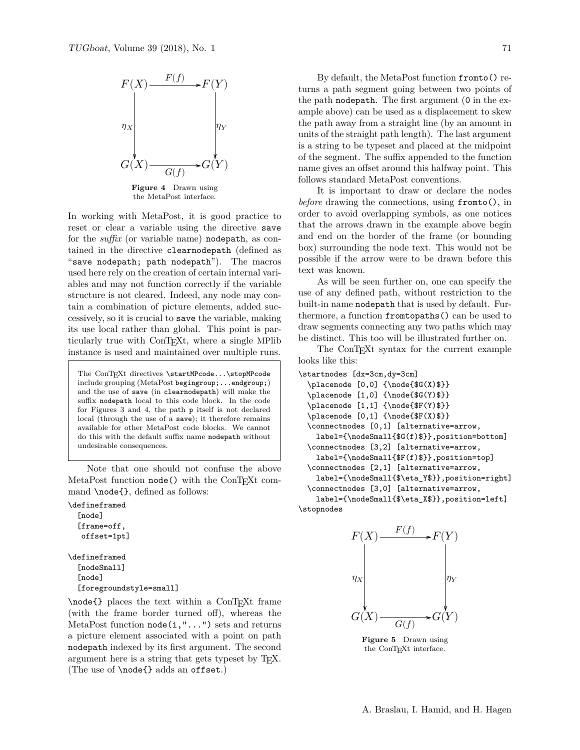Figure 4 Drawn using the MetaPost interface.

In working with MetaPost, it is good practice to reset or clear a variable using the directive `save` for the *suffix* (or variable name) `nodepath`, as contained in the directive `clearnodepath` (defined as "`save nodepath; path nodepath`"). The macros used here rely on the creation of certain internal variables and may not function correctly if the variable structure is not cleared. Indeed, any node may contain a combination of picture elements, added successively, so it is crucial to `save` the variable, making its use local rather than global. This point is particularly true with ConTEXt, where a single MPlib instance is used and maintained over multiple runs.

> The ConTEXt directives `\startMPcode...\stopMPcode` include grouping (MetaPost `begingroup;...endgroup;`) and the use of `save` (in `clearnodepath`) will make the suffix `nodepath` local to this code block. In the code for Figures 3 and 4, the path `p` itself is not declared local (through the use of a `save`); it therefore remains available for other MetaPost code blocks. We cannot do this with the default suffix name `nodepath` without undesirable consequences.

Note that one should not confuse the above MetaPost function `node()` with the ConTEXt command `\node{}`, defined as follows:

```
\defineframed
  [node]
  [frame=off,
   offset=1pt]

\defineframed
  [nodeSmall]
  [node]
  [foregroundstyle=small]
```

`\node{}` places the text within a ConTEXt frame (with the frame border turned off), whereas the MetaPost function `node(i,"...")` sets and returns a picture element associated with a point on path `nodepath` indexed by its first argument. The second argument here is a string that gets typeset by TEX. (The use of `\node{}` adds an `offset`.)

By default, the MetaPost function `fromto()` returns a path segment going between two points of the path `nodepath`. The first argument (`0` in the example above) can be used as a displacement to skew the path away from a straight line (by an amount in units of the straight path length). The last argument is a string to be typeset and placed at the midpoint of the segment. The suffix appended to the function name gives an offset around this halfway point. This follows standard MetaPost conventions.

It is important to draw or declare the nodes *before* drawing the connections, using `fromto()`, in order to avoid overlapping symbols, as one notices that the arrows drawn in the example above begin and end on the border of the frame (or bounding box) surrounding the node text. This would not be possible if the arrow were to be drawn before this text was known.

As will be seen further on, one can specify the use of any defined path, without restriction to the built-in name `nodepath` that is used by default. Furthermore, a function `fromtopaths()` can be used to draw segments connecting any two paths which may be distinct. This too will be illustrated further on.

The ConTEXt syntax for the current example looks like this:

```
\startnodes [dx=3cm,dy=3cm]
  \placenode [0,0] {\node{$G(X)$}}
  \placenode [1,0] {\node{$G(Y)$}}
  \placenode [1,1] {\node{$F(Y)$}}
  \placenode [0,1] {\node{$F(X)$}}
  \connectnodes [0,1] [alternative=arrow,
    label={\nodeSmall{$G(f)$}},position=bottom]
  \connectnodes [3,2] [alternative=arrow,
    label={\nodeSmall{$F(f)$}},position=top]
  \connectnodes [2,1] [alternative=arrow,
    label={\nodeSmall{$\eta_Y$}},position=right]
  \connectnodes [3,0] [alternative=arrow,
    label={\nodeSmall{$\eta_X$}},position=left]
\stopnodes
```

Figure 5 Drawn using the ConTEXt interface.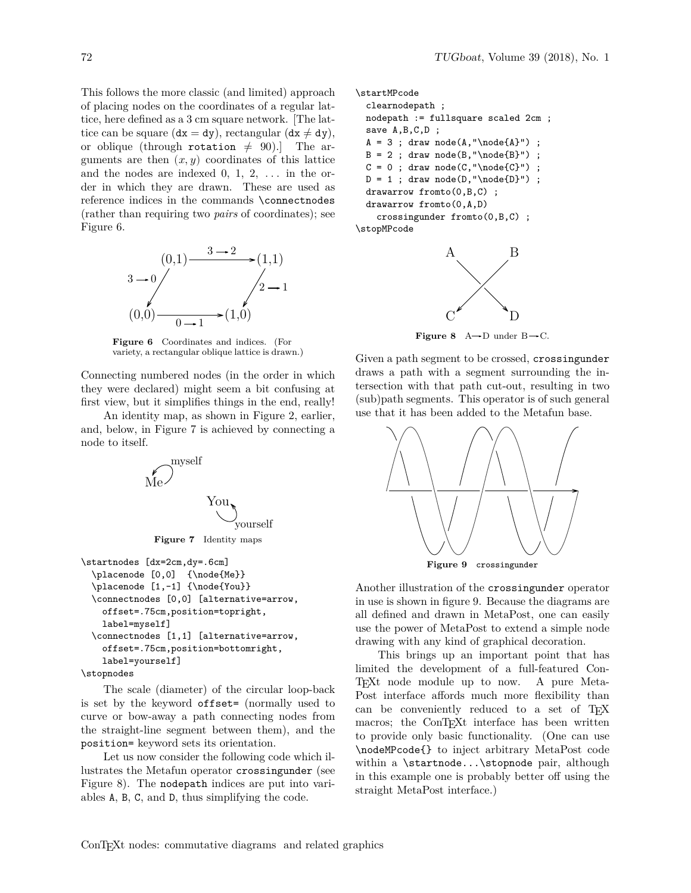This follows the more classic (and limited) approach of placing nodes on the coordinates of a regular lattice, here defined as a 3 cm square network. [The lattice can be square ($\mathtt{dx} = \mathtt{dy}$), rectangular ($\mathtt{dx} \neq \mathtt{dy}$), or oblique (through `rotation` $\neq 90$).] The arguments are then $(x, y)$ coordinates of this lattice and the nodes are indexed 0, 1, 2, ... in the order in which they are drawn. These are used as reference indices in the commands `\connectnodes` (rather than requiring two *pairs* of coordinates); see Figure 6.

**Figure 6** Coordinates and indices. (For variety, a rectangular oblique lattice is drawn.)

Connecting numbered nodes (in the order in which they were declared) might seem a bit confusing at first view, but it simplifies things in the end, really!

An identity map, as shown in Figure 2, earlier, and, below, in Figure 7 is achieved by connecting a node to itself.

**Figure 7** Identity maps

```
\startnodes [dx=2cm,dy=.6cm]
  \placenode [0,0]  {\node{Me}}
  \placenode [1,-1] {\node{You}}
  \connectnodes [0,0] [alternative=arrow,
    offset=.75cm,position=topright,
    label=myself]
  \connectnodes [1,1] [alternative=arrow,
    offset=.75cm,position=bottomright,
    label=yourself]
\stopnodes
```

The scale (diameter) of the circular loop-back is set by the keyword `offset=` (normally used to curve or bow-away a path connecting nodes from the straight-line segment between them), and the `position=` keyword sets its orientation.

Let us now consider the following code which illustrates the Metafun operator `crossingunder` (see Figure 8). The `nodepath` indices are put into variables `A`, `B`, `C`, and `D`, thus simplifying the code.

```
\startMPcode
  clearnodepath ;
  nodepath := fullsquare scaled 2cm ;
  save A,B,C,D ;
  A = 3 ; draw node(A,"\node{A}") ;
  B = 2 ; draw node(B,"\node{B}") ;
  C = 0 ; draw node(C,"\node{C}") ;
  D = 1 ; draw node(D,"\node{D}") ;
  drawarrow fromto(0,B,C) ;
  drawarrow fromto(0,A,D)
    crossingunder fromto(0,B,C) ;
\stopMPcode
```

**Figure 8** A→D under B→C.

Given a path segment to be crossed, `crossingunder` draws a path with a segment surrounding the intersection with that path cut-out, resulting in two (sub)path segments. This operator is of such general use that it has been added to the Metafun base.

**Figure 9** `crossingunder`

Another illustration of the `crossingunder` operator in use is shown in figure 9. Because the diagrams are all defined and drawn in MetaPost, one can easily use the power of MetaPost to extend a simple node drawing with any kind of graphical decoration.

This brings up an important point that has limited the development of a full-featured ConTEXt node module up to now. A pure MetaPost interface affords much more flexibility than can be conveniently reduced to a set of TEX macros; the ConTEXt interface has been written to provide only basic functionality. (One can use `\nodeMPcode{}` to inject arbitrary MetaPost code within a `\startnode...\stopnode` pair, although in this example one is probably better off using the straight MetaPost interface.)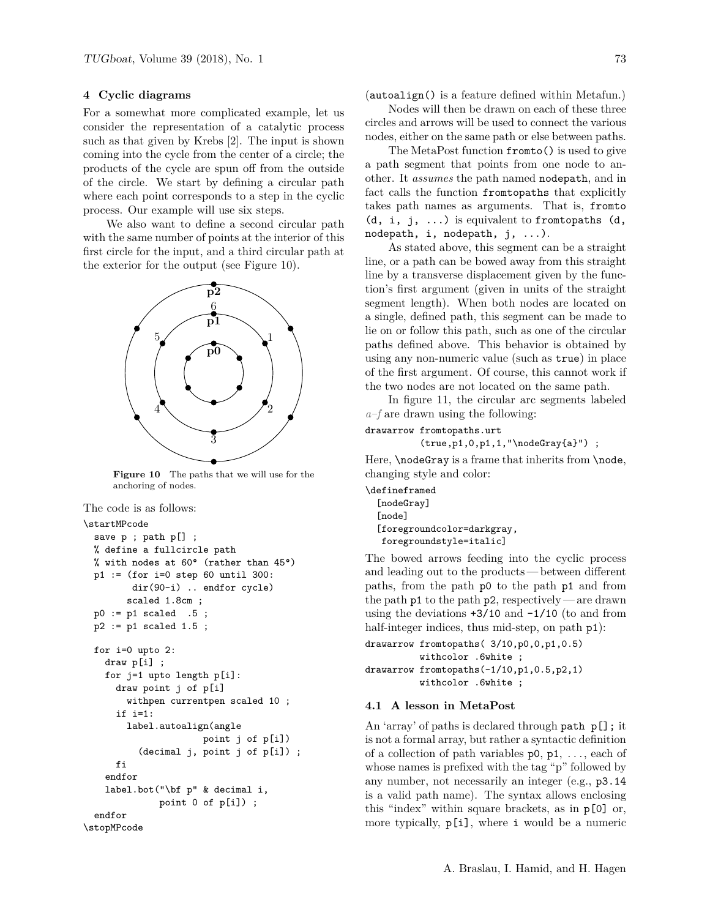## 4 Cyclic diagrams

For a somewhat more complicated example, let us consider the representation of a catalytic process such as that given by Krebs [2]. The input is shown coming into the cycle from the center of a circle; the products of the cycle are spun off from the outside of the circle. We start by defining a circular path where each point corresponds to a step in the cyclic process. Our example will use six steps.

We also want to define a second circular path with the same number of points at the interior of this first circle for the input, and a third circular path at the exterior for the output (see Figure 10).

**Figure 10** The paths that we will use for the anchoring of nodes.

The code is as follows:

```
\startMPcode
  save p ; path p[] ;
  % define a fullcircle path
  % with nodes at 60° (rather than 45°)
  p1 := (for i=0 step 60 until 300:
          dir(90-i) .. endfor cycle)
         scaled 1.8cm ;
  p0 := p1 scaled  .5 ;
  p2 := p1 scaled 1.5 ;

  for i=0 upto 2:
    draw p[i] ;
    for j=1 upto length p[i]:
      draw point j of p[i]
        withpen currentpen scaled 10 ;
      if i=1:
        label.autoalign(angle
                    point j of p[i])
           (decimal j, point j of p[i]) ;
      fi
    endfor
    label.bot("\bf p" & decimal i,
              point 0 of p[i]) ;
  endfor
\stopMPcode
```

(`autoalign()` is a feature defined within Metafun.)

Nodes will then be drawn on each of these three circles and arrows will be used to connect the various nodes, either on the same path or else between paths.

The MetaPost function `fromto()` is used to give a path segment that points from one node to another. It *assumes* the path named `nodepath`, and in fact calls the function `fromtopaths` that explicitly takes path names as arguments. That is, `fromto (d, i, j, ...)` is equivalent to `fromtopaths (d, nodepath, i, nodepath, j, ...)`.

As stated above, this segment can be a straight line, or a path can be bowed away from this straight line by a transverse displacement given by the function's first argument (given in units of the straight segment length). When both nodes are located on a single, defined path, this segment can be made to lie on or follow this path, such as one of the circular paths defined above. This behavior is obtained by using any non-numeric value (such as `true`) in place of the first argument. Of course, this cannot work if the two nodes are not located on the same path.

In figure 11, the circular arc segments labeled *a–f* are drawn using the following:

```
drawarrow fromtopaths.urt
          (true,p1,0,p1,1,"\nodeGray{a}") ;
```

Here, `\nodeGray` is a frame that inherits from `\node`, changing style and color:

```
\defineframed
  [nodeGray]
  [node]
  [foregroundcolor=darkgray,
   foregroundstyle=italic]
```

The bowed arrows feeding into the cyclic process and leading out to the products — between different paths, from the path `p0` to the path `p1` and from the path `p1` to the path `p2`, respectively — are drawn using the deviations `+3/10` and `-1/10` (to and from half-integer indices, thus mid-step, on path `p1`):

```
drawarrow fromtopaths( 3/10,p0,0,p1,0.5)
          withcolor .6white ;
drawarrow fromtopaths(-1/10,p1,0.5,p2,1)
          withcolor .6white ;
```

### 4.1 A lesson in MetaPost

An 'array' of paths is declared through `path p[];` it is not a formal array, but rather a syntactic definition of a collection of path variables `p0`, `p1`, ..., each of whose names is prefixed with the tag "p" followed by any number, not necessarily an integer (e.g., `p3.14` is a valid path name). The syntax allows enclosing this "index" within square brackets, as in `p[0]` or, more typically, `p[i]`, where `i` would be a numeric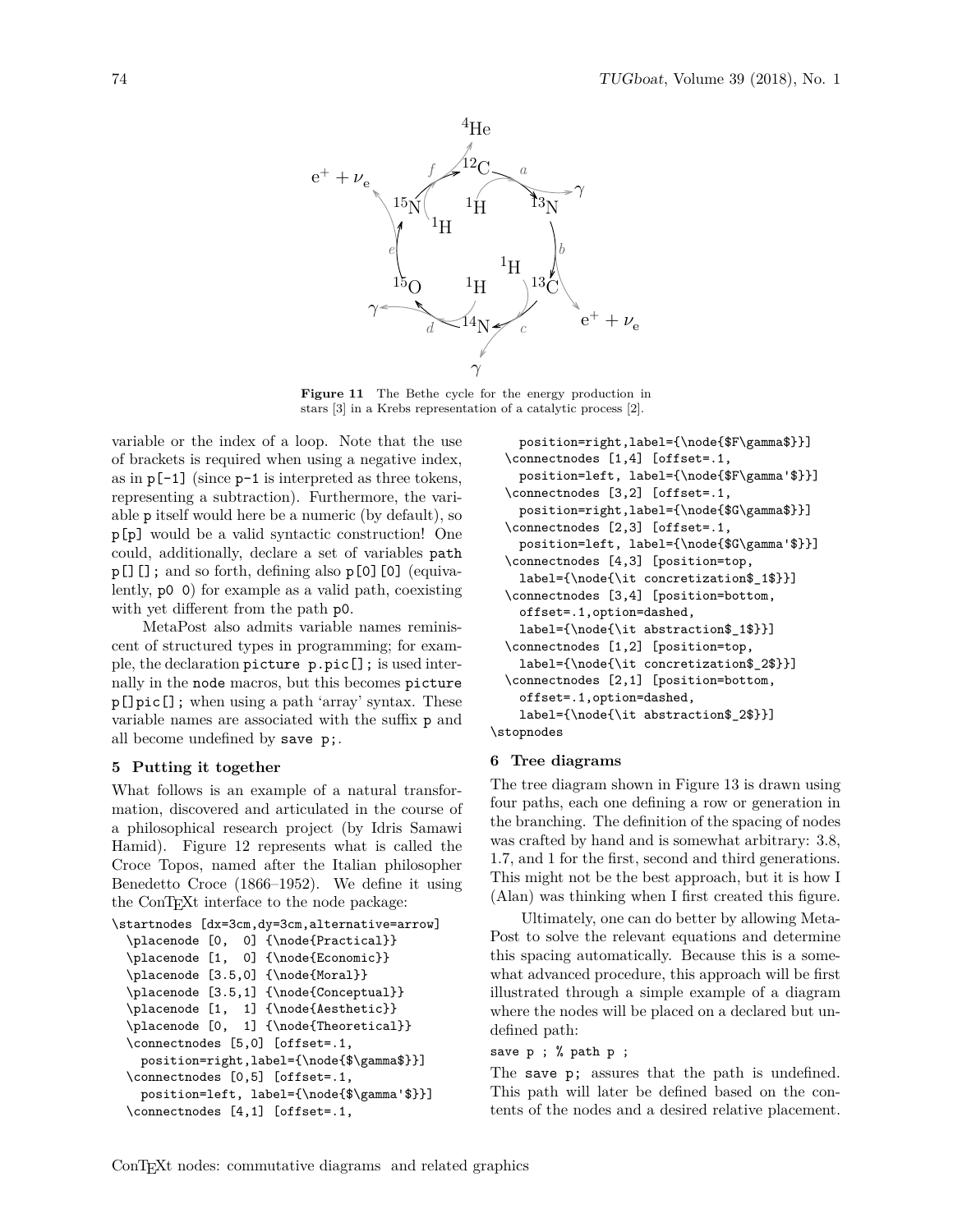Figure 11 The Bethe cycle for the energy production in stars [3] in a Krebs representation of a catalytic process [2].

variable or the index of a loop. Note that the use of brackets is required when using a negative index, as in `p[-1]` (since `p-1` is interpreted as three tokens, representing a subtraction). Furthermore, the variable `p` itself would here be a numeric (by default), so `p[p]` would be a valid syntactic construction! One could, additionally, declare a set of variables `path p[][];` and so forth, defining also `p[0][0]` (equivalently, `p0 0`) for example as a valid path, coexisting with yet different from the path `p0`.

MetaPost also admits variable names reminiscent of structured types in programming; for example, the declaration `picture p.pic[];` is used internally in the `node` macros, but this becomes `picture p[]pic[];` when using a path 'array' syntax. These variable names are associated with the suffix `p` and all become undefined by `save p;`.

## 5 Putting it together

What follows is an example of a natural transformation, discovered and articulated in the course of a philosophical research project (by Idris Samawi Hamid). Figure 12 represents what is called the Croce Topos, named after the Italian philosopher Benedetto Croce (1866–1952). We define it using the ConTEXt interface to the node package:

```
\startnodes [dx=3cm,dy=3cm,alternative=arrow]
  \placenode [0,  0] {\node{Practical}}
  \placenode [1,  0] {\node{Economic}}
  \placenode [3.5,0] {\node{Moral}}
  \placenode [3.5,1] {\node{Conceptual}}
  \placenode [1,  1] {\node{Aesthetic}}
  \placenode [0,  1] {\node{Theoretical}}
  \connectnodes [5,0] [offset=.1,
    position=right,label={\node{$\gamma$}}]
  \connectnodes [0,5] [offset=.1,
    position=left, label={\node{$\gamma'$}}]
  \connectnodes [4,1] [offset=.1,
    position=right,label={\node{$F\gamma$}}]
  \connectnodes [1,4] [offset=.1,
    position=left, label={\node{$F\gamma'$}}]
  \connectnodes [3,2] [offset=.1,
    position=right,label={\node{$G\gamma$}}]
  \connectnodes [2,3] [offset=.1,
    position=left, label={\node{$G\gamma'$}}]
  \connectnodes [4,3] [position=top,
    label={\node{\it concretization$_1$}}]
  \connectnodes [3,4] [position=bottom,
    offset=.1,option=dashed,
    label={\node{\it abstraction$_1$}}]
  \connectnodes [1,2] [position=top,
    label={\node{\it concretization$_2$}}]
  \connectnodes [2,1] [position=bottom,
    offset=.1,option=dashed,
    label={\node{\it abstraction$_2$}}]
\stopnodes
```

## 6 Tree diagrams

The tree diagram shown in Figure 13 is drawn using four paths, each one defining a row or generation in the branching. The definition of the spacing of nodes was crafted by hand and is somewhat arbitrary: 3.8, 1.7, and 1 for the first, second and third generations. This might not be the best approach, but it is how I (Alan) was thinking when I first created this figure.

Ultimately, one can do better by allowing MetaPost to solve the relevant equations and determine this spacing automatically. Because this is a somewhat advanced procedure, this approach will be first illustrated through a simple example of a diagram where the nodes will be placed on a declared but undefined path:

```
save p ; % path p ;
```

The `save p;` assures that the path is undefined. This path will later be defined based on the contents of the nodes and a desired relative placement.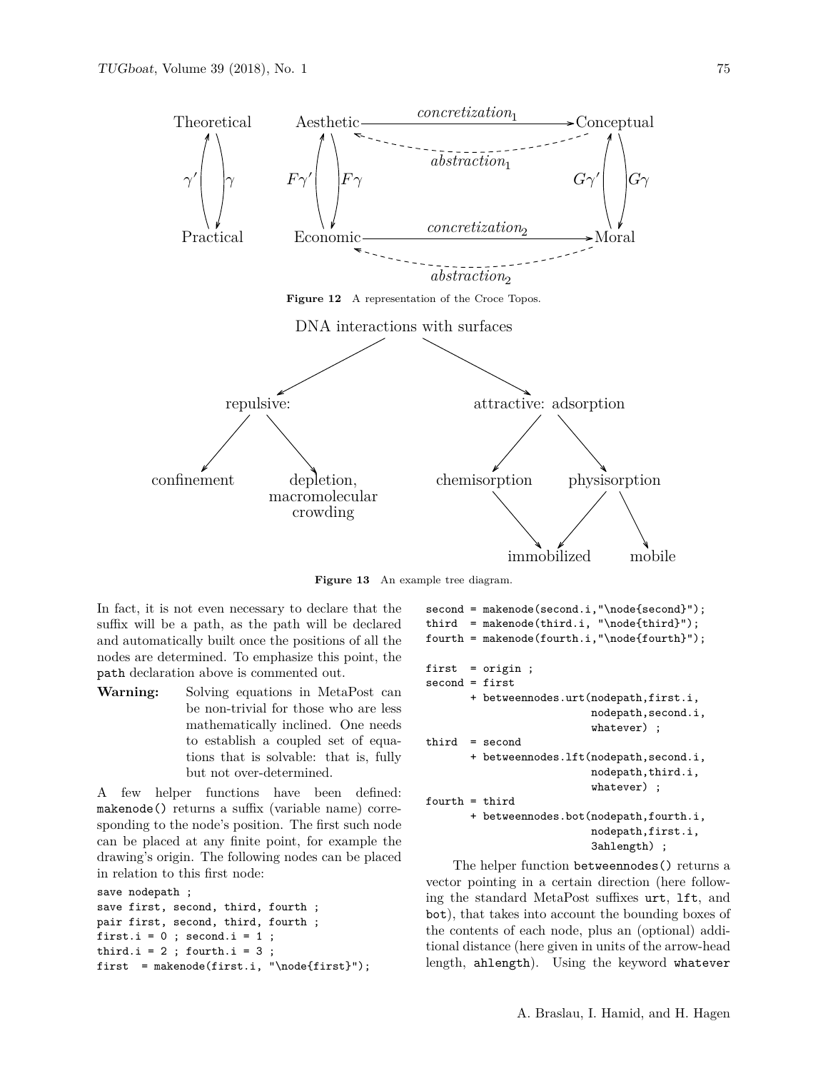Theoretical Aesthetic *concretization*$_1$ Conceptual

$\gamma'$ $\gamma$ $F\gamma'$ $F\gamma$ *abstraction*$_1$ $G\gamma'$ $G\gamma$

Practical Economic *concretization*$_2$ Moral

*abstraction*$_2$

**Figure 12** A representation of the Croce Topos.

DNA interactions with surfaces

repulsive: attractive: adsorption

confinement depletion, macromolecular crowding chemisorption physisorption

immobilized mobile

**Figure 13** An example tree diagram.

In fact, it is not even necessary to declare that the suffix will be a path, as the path will be declared and automatically built once the positions of all the nodes are determined. To emphasize this point, the path declaration above is commented out.

**Warning:** Solving equations in MetaPost can be non-trivial for those who are less mathematically inclined. One needs to establish a coupled set of equations that is solvable: that is, fully but not over-determined.

A few helper functions have been defined: `makenode()` returns a suffix (variable name) corresponding to the node's position. The first such node can be placed at any finite point, for example the drawing's origin. The following nodes can be placed in relation to this first node:

```
save nodepath ;
save first, second, third, fourth ;
pair first, second, third, fourth ;
first.i = 0 ; second.i = 1 ;
third.i = 2 ; fourth.i = 3 ;
first  = makenode(first.i, "\node{first}");
second = makenode(second.i,"\node{second}");
third  = makenode(third.i, "\node{third}");
fourth = makenode(fourth.i,"\node{fourth}");

first  = origin ;
second = first
       + betweennodes.urt(nodepath,first.i,
                          nodepath,second.i,
                          whatever) ;
third  = second
       + betweennodes.lft(nodepath,second.i,
                          nodepath,third.i,
                          whatever) ;
fourth = third
       + betweennodes.bot(nodepath,fourth.i,
                          nodepath,first.i,
                          3ahlength) ;
```

The helper function `betweennodes()` returns a vector pointing in a certain direction (here following the standard MetaPost suffixes `urt`, `lft`, and `bot`), that takes into account the bounding boxes of the contents of each node, plus an (optional) additional distance (here given in units of the arrow-head length, `ahlength`). Using the keyword `whatever`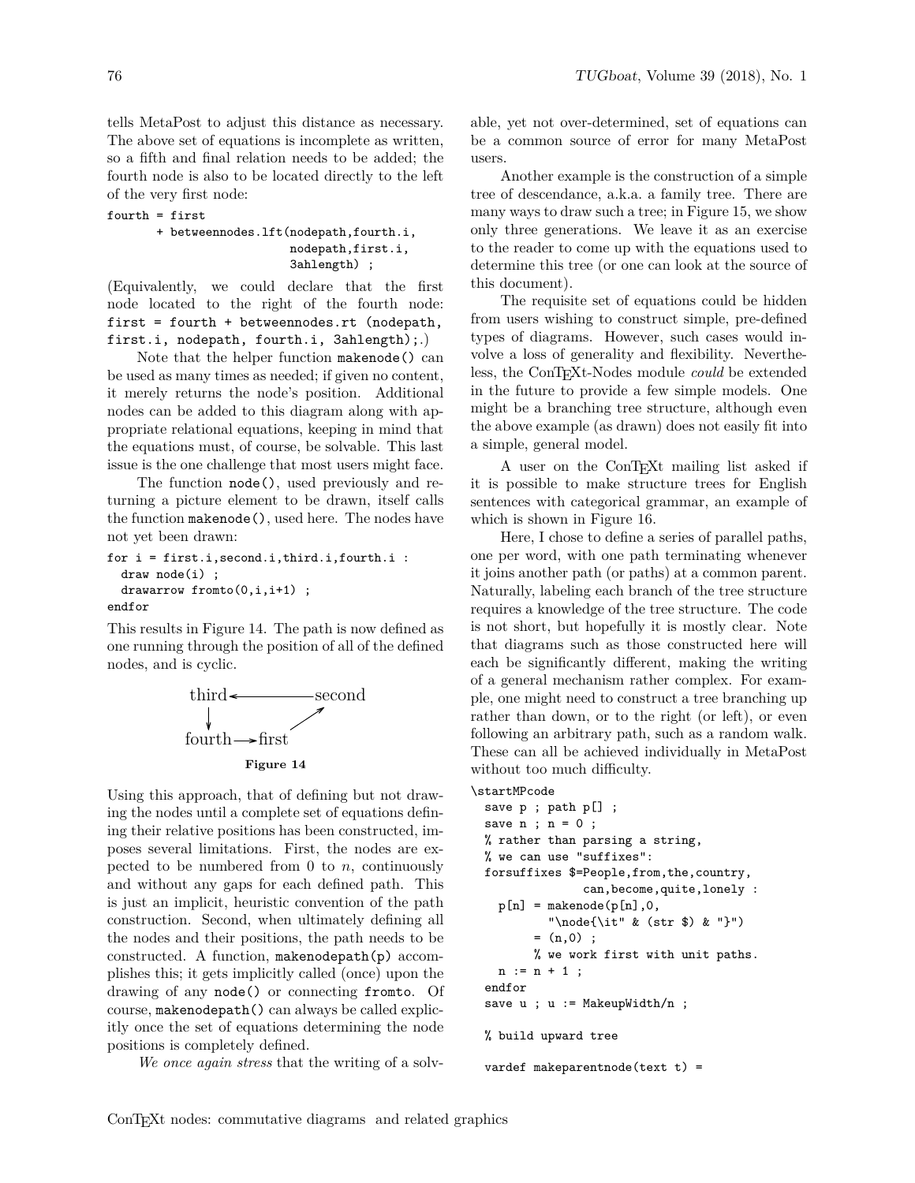tells MetaPost to adjust this distance as necessary. The above set of equations is incomplete as written, so a fifth and final relation needs to be added; the fourth node is also to be located directly to the left of the very first node:

```
fourth = first
       + betweennodes.lft(nodepath,fourth.i,
                          nodepath,first.i,
                          3ahlength) ;
```

(Equivalently, we could declare that the first node located to the right of the fourth node: `first = fourth + betweennodes.rt (nodepath, first.i, nodepath, fourth.i, 3ahlength);`.)

Note that the helper function `makenode()` can be used as many times as needed; if given no content, it merely returns the node's position. Additional nodes can be added to this diagram along with appropriate relational equations, keeping in mind that the equations must, of course, be solvable. This last issue is the one challenge that most users might face.

The function `node()`, used previously and returning a picture element to be drawn, itself calls the function `makenode()`, used here. The nodes have not yet been drawn:

```
for i = first.i,second.i,third.i,fourth.i :
  draw node(i) ;
  drawarrow fromto(0,i,i+1) ;
endfor
```

This results in Figure 14. The path is now defined as one running through the position of all of the defined nodes, and is cyclic.

third ← second
↓ ↗
fourth → first

**Figure 14**

Using this approach, that of defining but not drawing the nodes until a complete set of equations defining their relative positions has been constructed, imposes several limitations. First, the nodes are expected to be numbered from 0 to $n$, continuously and without any gaps for each defined path. This is just an implicit, heuristic convention of the path construction. Second, when ultimately defining all the nodes and their positions, the path needs to be constructed. A function, `makenodepath(p)` accomplishes this; it gets implicitly called (once) upon the drawing of any `node()` or connecting `fromto`. Of course, `makenodepath()` can always be called explicitly once the set of equations determining the node positions is completely defined.

*We once again stress* that the writing of a solvable, yet not over-determined, set of equations can be a common source of error for many MetaPost users.

Another example is the construction of a simple tree of descendance, a.k.a. a family tree. There are many ways to draw such a tree; in Figure 15, we show only three generations. We leave it as an exercise to the reader to come up with the equations used to determine this tree (or one can look at the source of this document).

The requisite set of equations could be hidden from users wishing to construct simple, pre-defined types of diagrams. However, such cases would involve a loss of generality and flexibility. Nevertheless, the ConTEXt-Nodes module *could* be extended in the future to provide a few simple models. One might be a branching tree structure, although even the above example (as drawn) does not easily fit into a simple, general model.

A user on the ConTEXt mailing list asked if it is possible to make structure trees for English sentences with categorical grammar, an example of which is shown in Figure 16.

Here, I chose to define a series of parallel paths, one per word, with one path terminating whenever it joins another path (or paths) at a common parent. Naturally, labeling each branch of the tree structure requires a knowledge of the tree structure. The code is not short, but hopefully it is mostly clear. Note that diagrams such as those constructed here will each be significantly different, making the writing of a general mechanism rather complex. For example, one might need to construct a tree branching up rather than down, or to the right (or left), or even following an arbitrary path, such as a random walk. These can all be achieved individually in MetaPost without too much difficulty.

```
\startMPcode
  save p ; path p[] ;
  save n ; n = 0 ;
  % rather than parsing a string,
  % we can use "suffixes":
  forsuffixes $=People,from,the,country,
                can,become,quite,lonely :
    p[n] = makenode(p[n],0,
           "\node{\it" & (str $) & "}")
         = (n,0) ;
         % we work first with unit paths.
    n := n + 1 ;
  endfor
  save u ; u := MakeupWidth/n ;

  % build upward tree

  vardef makeparentnode(text t) =
```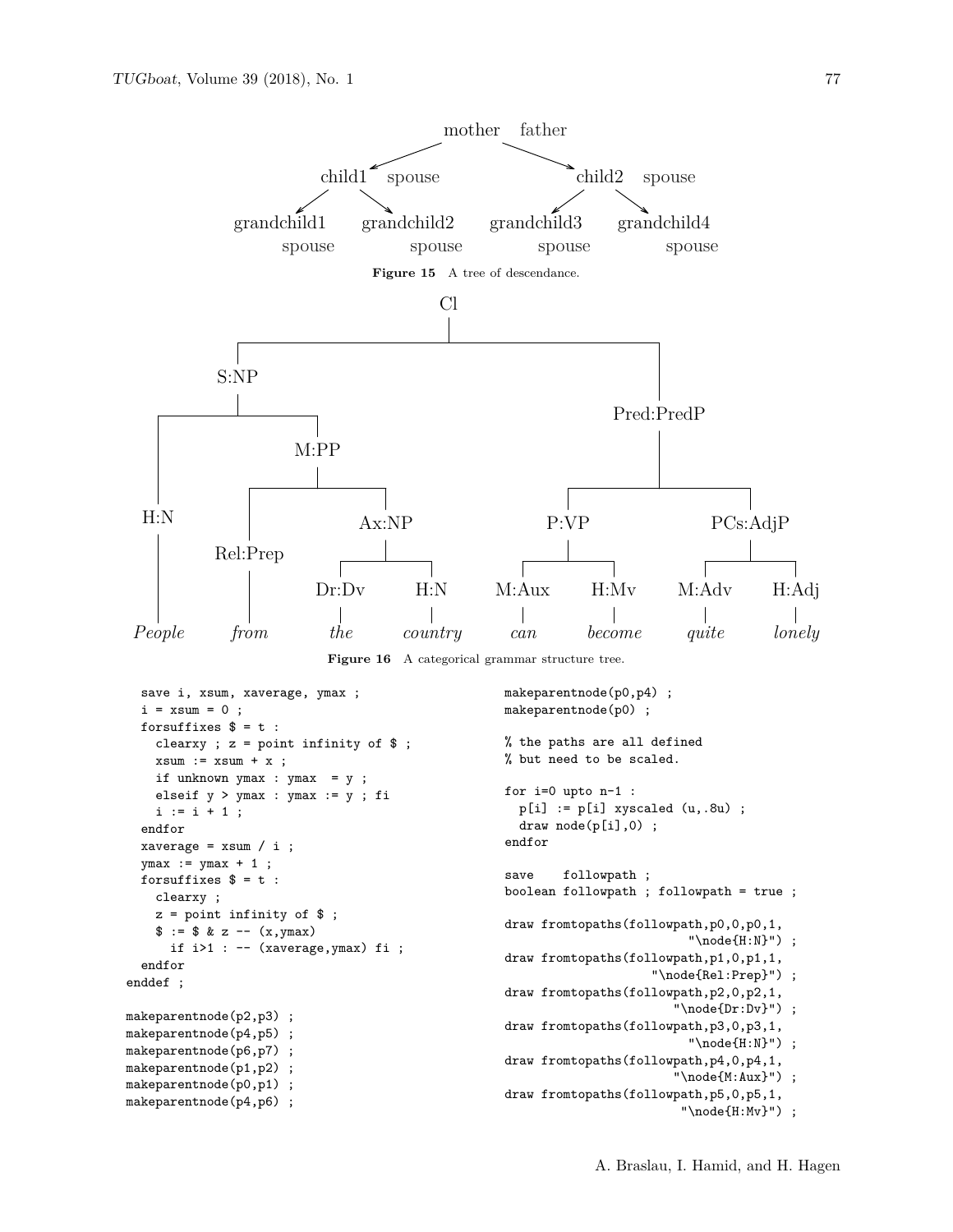mother father

child1 spouse    child2 spouse

grandchild1 spouse    grandchild2 spouse    grandchild3 spouse    grandchild4 spouse

**Figure 15** A tree of descendance.

Cl

S:NP    Pred:PredP

H:N    M:PP    P:VP    PCs:AdjP

Rel:Prep    Ax:NP    M:Aux    H:Mv    M:Adv    H:Adj

Dr:Dv    H:N

*People* *from* *the* *country* *can* *become* *quite* *lonely*

**Figure 16** A categorical grammar structure tree.

```
  save i, xsum, xaverage, ymax ;
  i = xsum = 0 ;
  forsuffixes $ = t :
    clearxy ; z = point infinity of $ ;
    xsum := xsum + x ;
    if unknown ymax : ymax  = y ;
    elseif y > ymax : ymax := y ; fi
    i := i + 1 ;
  endfor
  xaverage = xsum / i ;
  ymax := ymax + 1 ;
  forsuffixes $ = t :
    clearxy ;
    z = point infinity of $ ;
    $ := $ & z -- (x,ymax)
      if i>1 : -- (xaverage,ymax) fi ;
  endfor
enddef ;

makeparentnode(p2,p3) ;
makeparentnode(p4,p5) ;
makeparentnode(p6,p7) ;
makeparentnode(p1,p2) ;
makeparentnode(p0,p1) ;
makeparentnode(p4,p6) ;
makeparentnode(p0,p4) ;
makeparentnode(p0) ;

% the paths are all defined
% but need to be scaled.

for i=0 upto n-1 :
  p[i] := p[i] xyscaled (u,.8u) ;
  draw node(p[i],0) ;
endfor

save    followpath ;
boolean followpath ; followpath = true ;

draw fromtopaths(followpath,p0,0,p0,1,
                              "\node{H:N}") ;
draw fromtopaths(followpath,p1,0,p1,1,
                         "\node{Rel:Prep}") ;
draw fromtopaths(followpath,p2,0,p2,1,
                            "\node{Dr:Dv}") ;
draw fromtopaths(followpath,p3,0,p3,1,
                              "\node{H:N}") ;
draw fromtopaths(followpath,p4,0,p4,1,
                            "\node{M:Aux}") ;
draw fromtopaths(followpath,p5,0,p5,1,
                             "\node{H:Mv}") ;
```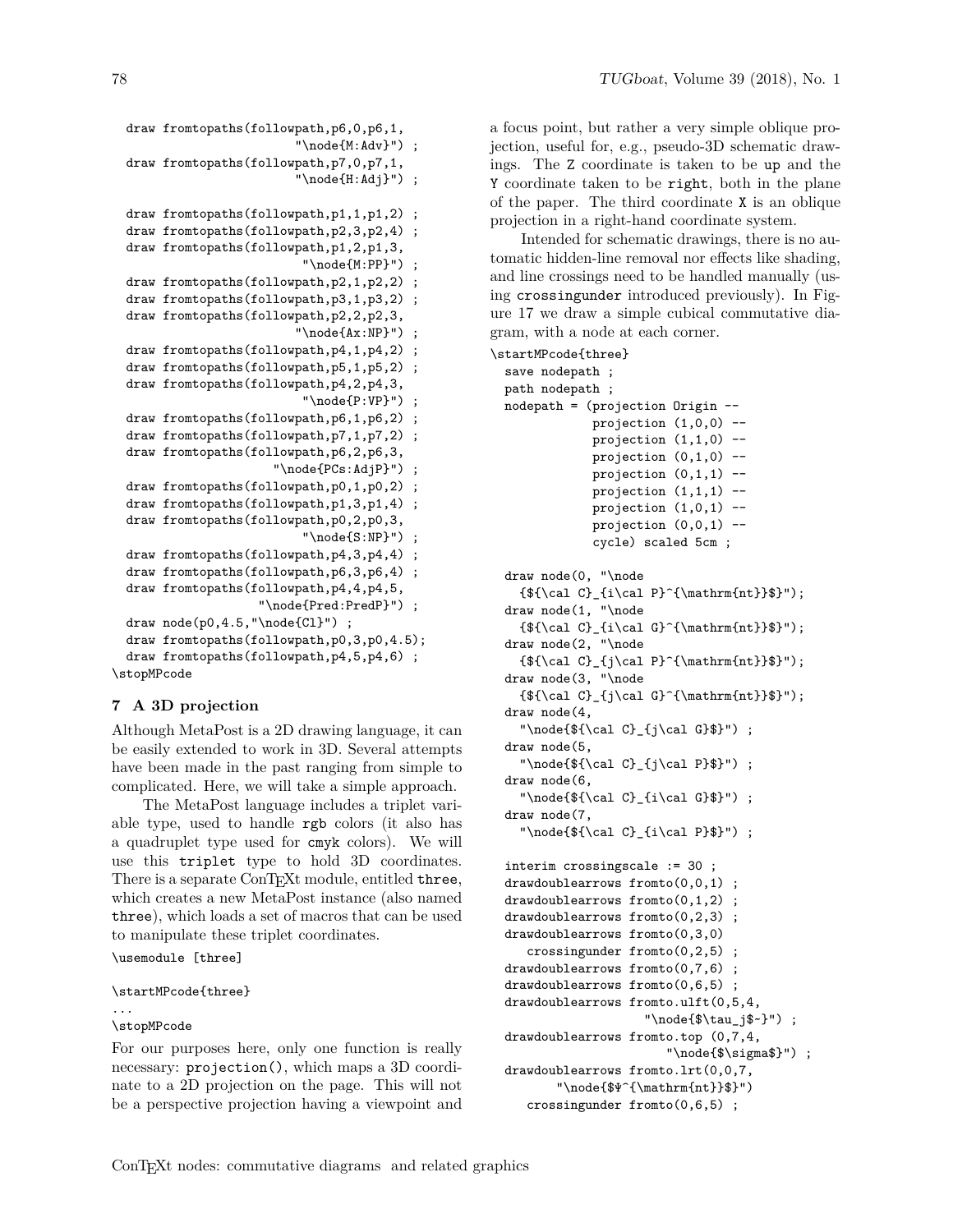```
  draw fromtopaths(followpath,p6,0,p6,1,
                        "\node{M:Adv}") ;
  draw fromtopaths(followpath,p7,0,p7,1,
                        "\node{H:Adj}") ;

  draw fromtopaths(followpath,p1,1,p1,2) ;
  draw fromtopaths(followpath,p2,3,p2,4) ;
  draw fromtopaths(followpath,p1,2,p1,3,
                         "\node{M:PP}") ;
  draw fromtopaths(followpath,p2,1,p2,2) ;
  draw fromtopaths(followpath,p3,1,p3,2) ;
  draw fromtopaths(followpath,p2,2,p2,3,
                        "\node{Ax:NP}") ;
  draw fromtopaths(followpath,p4,1,p4,2) ;
  draw fromtopaths(followpath,p5,1,p5,2) ;
  draw fromtopaths(followpath,p4,2,p4,3,
                         "\node{P:VP}") ;
  draw fromtopaths(followpath,p6,1,p6,2) ;
  draw fromtopaths(followpath,p7,1,p7,2) ;
  draw fromtopaths(followpath,p6,2,p6,3,
                     "\node{PCs:AdjP}") ;
  draw fromtopaths(followpath,p0,1,p0,2) ;
  draw fromtopaths(followpath,p1,3,p1,4) ;
  draw fromtopaths(followpath,p0,2,p0,3,
                         "\node{S:NP}") ;
  draw fromtopaths(followpath,p4,3,p4,4) ;
  draw fromtopaths(followpath,p6,3,p6,4) ;
  draw fromtopaths(followpath,p4,4,p4,5,
                    "\node{Pred:PredP}") ;
  draw node(p0,4.5,"\node{Cl}") ;
  draw fromtopaths(followpath,p0,3,p0,4.5);
  draw fromtopaths(followpath,p4,5,p4,6) ;
\stopMPcode
```

## 7 A 3D projection

Although MetaPost is a 2D drawing language, it can be easily extended to work in 3D. Several attempts have been made in the past ranging from simple to complicated. Here, we will take a simple approach.

The MetaPost language includes a triplet variable type, used to handle `rgb` colors (it also has a quadruplet type used for `cmyk` colors). We will use this `triplet` type to hold 3D coordinates. There is a separate ConTEXt module, entitled `three`, which creates a new MetaPost instance (also named `three`), which loads a set of macros that can be used to manipulate these triplet coordinates.

```
\usemodule [three]

\startMPcode{three}
...
\stopMPcode
```

For our purposes here, only one function is really necessary: `projection()`, which maps a 3D coordinate to a 2D projection on the page. This will not be a perspective projection having a viewpoint and a focus point, but rather a very simple oblique projection, useful for, e.g., pseudo-3D schematic drawings. The `Z` coordinate is taken to be `up` and the `Y` coordinate taken to be `right`, both in the plane of the paper. The third coordinate `X` is an oblique projection in a right-hand coordinate system.

Intended for schematic drawings, there is no automatic hidden-line removal nor effects like shading, and line crossings need to be handled manually (using `crossingunder` introduced previously). In Figure 17 we draw a simple cubical commutative diagram, with a node at each corner.

```
\startMPcode{three}
  save nodepath ;
  path nodepath ;
  nodepath = (projection Origin --
              projection (1,0,0) --
              projection (1,1,0) --
              projection (0,1,0) --
              projection (0,1,1) --
              projection (1,1,1) --
              projection (1,0,1) --
              projection (0,0,1) --
              cycle) scaled 5cm ;

  draw node(0, "\node
    {${\cal C}_{i\cal P}^{\mathrm{nt}}$}");
  draw node(1, "\node
    {${\cal C}_{i\cal G}^{\mathrm{nt}}$}");
  draw node(2, "\node
    {${\cal C}_{j\cal P}^{\mathrm{nt}}$}");
  draw node(3, "\node
    {${\cal C}_{j\cal G}^{\mathrm{nt}}$}");
  draw node(4,
    "\node{${\cal C}_{j\cal G}$}") ;
  draw node(5,
    "\node{${\cal C}_{j\cal P}$}") ;
  draw node(6,
    "\node{${\cal C}_{i\cal G}$}") ;
  draw node(7,
    "\node{${\cal C}_{i\cal P}$}") ;

  interim crossingscale := 30 ;
  drawdoublearrows fromto(0,0,1) ;
  drawdoublearrows fromto(0,1,2) ;
  drawdoublearrows fromto(0,2,3) ;
  drawdoublearrows fromto(0,3,0)
     crossingunder fromto(0,2,5) ;
  drawdoublearrows fromto(0,7,6) ;
  drawdoublearrows fromto(0,6,5) ;
  drawdoublearrows fromto.ulft(0,5,4,
                    "\node{$\tau_j$~}") ;
  drawdoublearrows fromto.top (0,7,4,
                        "\node{$\sigma$}") ;
  drawdoublearrows fromto.lrt(0,0,7,
        "\node{$Ψ^{\mathrm{nt}}$}")
     crossingunder fromto(0,6,5) ;
```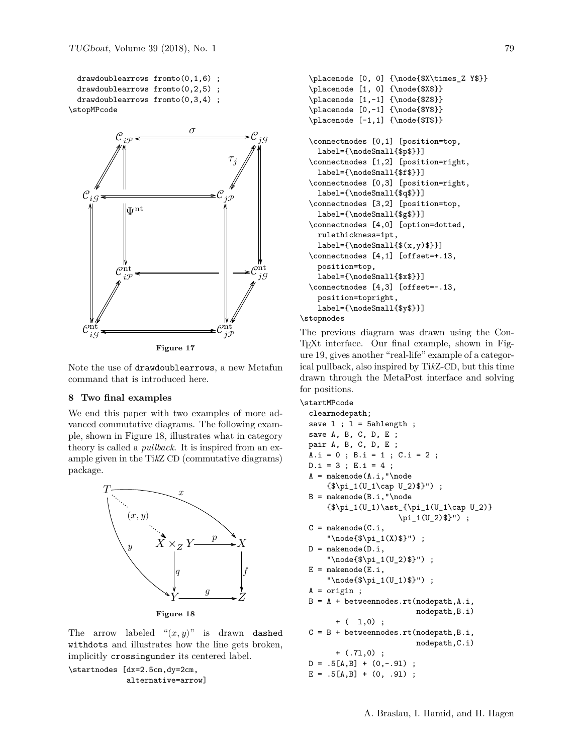```
drawdoublearrows fromto(0,1,6) ;
drawdoublearrows fromto(0,2,5) ;
drawdoublearrows fromto(0,3,4) ;
\stopMPcode
```

**Figure 17**

Note the use of drawdoublearrows, a new Metafun command that is introduced here.

## 8 Two final examples

We end this paper with two examples of more advanced commutative diagrams. The following example, shown in Figure 18, illustrates what in category theory is called a *pullback*. It is inspired from an example given in the TikZ CD (commutative diagrams) package.

**Figure 18**

The arrow labeled "$(x, y)$" is drawn dashed withdots and illustrates how the line gets broken, implicitly crossingunder its centered label.

```
\startnodes [dx=2.5cm,dy=2cm,
             alternative=arrow]
  \placenode [0, 0] {\node{$X\times_Z Y$}}
  \placenode [1, 0] {\node{$X$}}
  \placenode [1,-1] {\node{$Z$}}
  \placenode [0,-1] {\node{$Y$}}
  \placenode [-1,1] {\node{$T$}}

  \connectnodes [0,1] [position=top,
    label={\nodeSmall{$p$}}]
  \connectnodes [1,2] [position=right,
    label={\nodeSmall{$f$}}]
  \connectnodes [0,3] [position=right,
    label={\nodeSmall{$q$}}]
  \connectnodes [3,2] [position=top,
    label={\nodeSmall{$g$}}]
  \connectnodes [4,0] [option=dotted,
    rulethickness=1pt,
    label={\nodeSmall{$(x,y)$}}]
  \connectnodes [4,1] [offset=+.13,
    position=top,
    label={\nodeSmall{$x$}}]
  \connectnodes [4,3] [offset=-.13,
    position=topright,
    label={\nodeSmall{$y$}}]
\stopnodes
```

The previous diagram was drawn using the ConTEXt interface. Our final example, shown in Figure 19, gives another "real-life" example of a categorical pullback, also inspired by TikZ-CD, but this time drawn through the MetaPost interface and solving for positions.

```
\startMPcode
  clearnodepath;
  save l ; l = 5ahlength ;
  save A, B, C, D, E ;
  pair A, B, C, D, E ;
  A.i = 0 ; B.i = 1 ; C.i = 2 ;
  D.i = 3 ; E.i = 4 ;
  A = makenode(A.i,"\node
      {$\pi_1(U_1\cap U_2)$}") ;
  B = makenode(B.i,"\node
      {$\pi_1(U_1)\ast_{\pi_1(U_1\cap U_2)}
                     \pi_1(U_2)$}") ;
  C = makenode(C.i,
      "\node{$\pi_1(X)$}") ;
  D = makenode(D.i,
      "\node{$\pi_1(U_2)$}") ;
  E = makenode(E.i,
      "\node{$\pi_1(U_1)$}") ;
  A = origin ;
  B = A + betweennodes.rt(nodepath,A.i,
                          nodepath,B.i)
        + (  l,0) ;
  C = B + betweennodes.rt(nodepath,B.i,
                          nodepath,C.i)
        + (.7l,0) ;
  D = .5[A,B] + (0,-.9l) ;
  E = .5[A,B] + (0, .9l) ;
```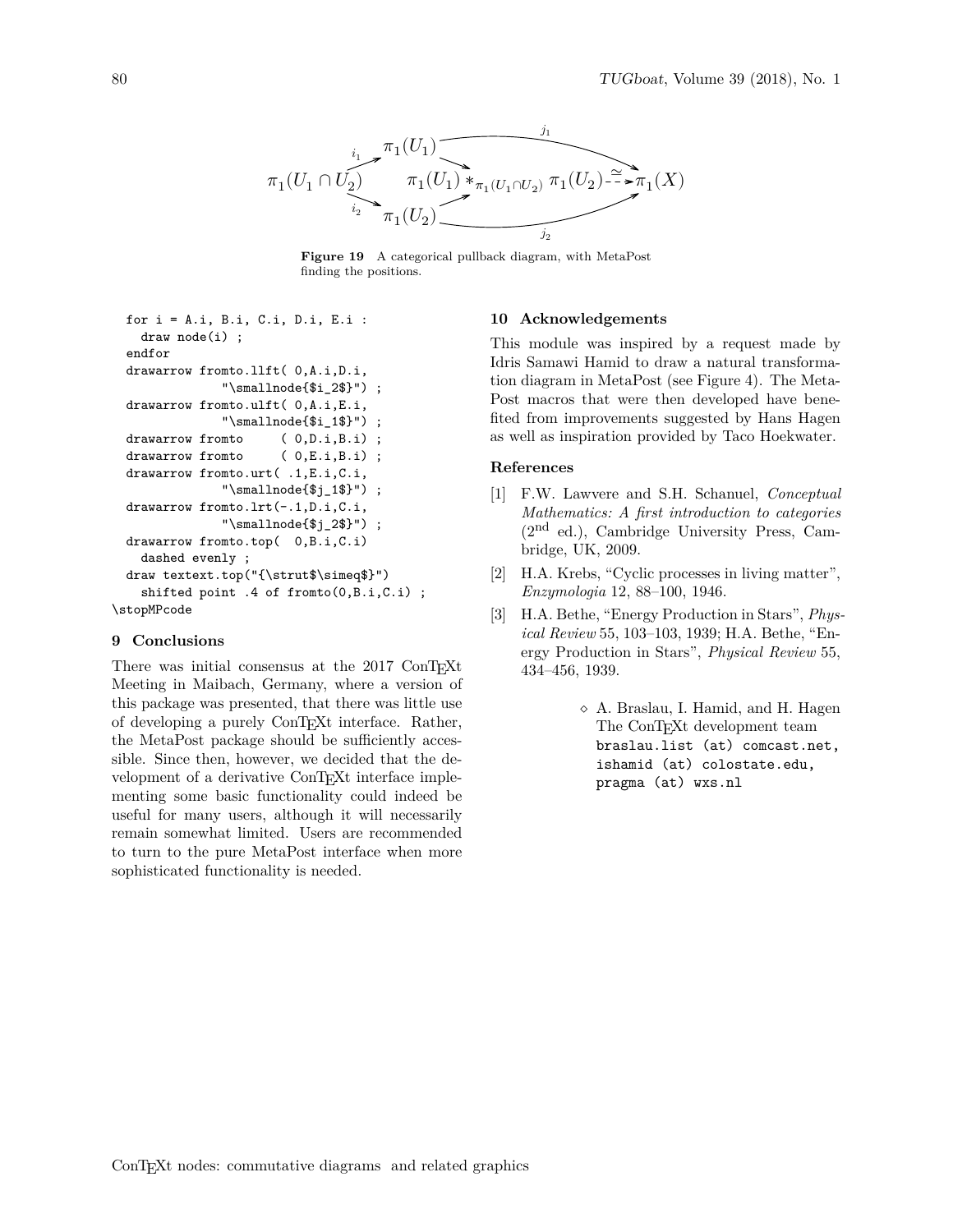$\pi_1(U_1)$

$j_1$

$i_1$

$\pi_1(U_1 \cap U_2)$ $\pi_1(U_1) *_{\pi_1(U_1 \cap U_2)} \pi_1(U_2)$ $\simeq$ $\pi_1(X)$

$i_2$

$\pi_1(U_2)$

$j_2$

**Figure 19** A categorical pullback diagram, with MetaPost finding the positions.

```
  for i = A.i, B.i, C.i, D.i, E.i :
    draw node(i) ;
  endfor
  drawarrow fromto.llft( 0,A.i,D.i,
              "\smallnode{$i_2$}") ;
  drawarrow fromto.ulft( 0,A.i,E.i,
              "\smallnode{$i_1$}") ;
  drawarrow fromto     ( 0,D.i,B.i) ;
  drawarrow fromto     ( 0,E.i,B.i) ;
  drawarrow fromto.urt( .1,E.i,C.i,
              "\smallnode{$j_1$}") ;
  drawarrow fromto.lrt(-.1,D.i,C.i,
              "\smallnode{$j_2$}") ;
  drawarrow fromto.top(  0,B.i,C.i)
    dashed evenly ;
  draw textext.top("{\strut$\simeq$}")
    shifted point .4 of fromto(0,B.i,C.i) ;
\stopMPcode
```

## 9 Conclusions

There was initial consensus at the 2017 ConTEXt Meeting in Maibach, Germany, where a version of this package was presented, that there was little use of developing a purely ConTEXt interface. Rather, the MetaPost package should be sufficiently accessible. Since then, however, we decided that the development of a derivative ConTEXt interface implementing some basic functionality could indeed be useful for many users, although it will necessarily remain somewhat limited. Users are recommended to turn to the pure MetaPost interface when more sophisticated functionality is needed.

## 10 Acknowledgements

This module was inspired by a request made by Idris Samawi Hamid to draw a natural transformation diagram in MetaPost (see Figure 4). The MetaPost macros that were then developed have benefited from improvements suggested by Hans Hagen as well as inspiration provided by Taco Hoekwater.

## References

[1] F.W. Lawvere and S.H. Schanuel, *Conceptual Mathematics: A first introduction to categories* (2nd ed.), Cambridge University Press, Cambridge, UK, 2009.

[2] H.A. Krebs, "Cyclic processes in living matter", *Enzymologia* 12, 88–100, 1946.

[3] H.A. Bethe, "Energy Production in Stars", *Physical Review* 55, 103–103, 1939; H.A. Bethe, "Energy Production in Stars", *Physical Review* 55, 434–456, 1939.

◇ A. Braslau, I. Hamid, and H. Hagen
The ConTEXt development team
braslau.list (at) comcast.net,
ishamid (at) colostate.edu,
pragma (at) wxs.nl